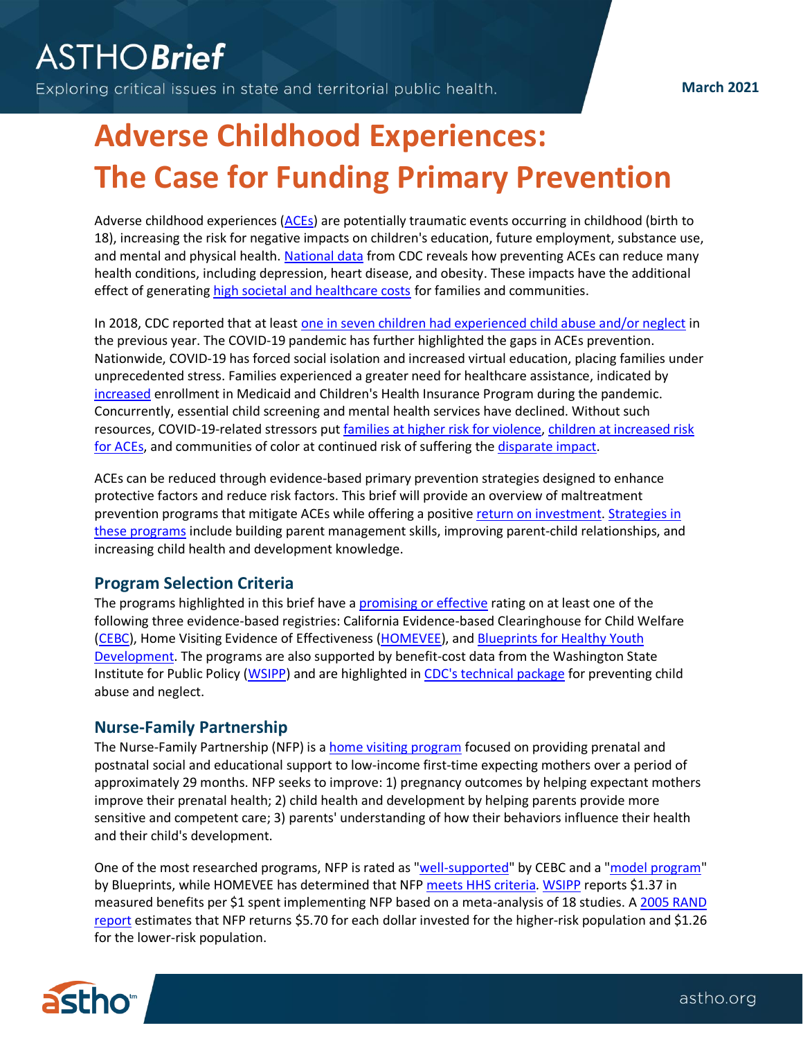# Adverse Childhood Experiences: The Case for Funding Primary Prevention

Adverse childhood experiences (ACEs) are potentially traumatic events occurring in childhood (birth to 18), increasing the risk for negative impacts on children's education, future employment, substance use, and mental and physical health. National data from CDC reveals how preventing ACEs can reduce many health conditions, including depression, heart disease, and obesity. These impacts have the additional effect of generating high societal and healthcare costs for families and communities.

In 2018, CDC reported that at least one in seven children had experienced child abuse and/or neglect in the previous year. The COVID-19 pandemic has further highlighted the gaps in ACEs prevention. Nationwide, COVID-19 has forced social isolation and increased virtual education, placing families under unprecedented stress. Families experienced a greater need for healthcare assistance, indicated by increased enrollment in Medicaid and Children's Health Insurance Program during the pandemic. Concurrently, essential child screening and mental health services have declined. Without such resources, COVID-19-related stressors put families at higher risk for violence, children at increased risk for ACEs, and communities of color at continued risk of suffering the disparate impact.

ACEs can be reduced through evidence-based primary prevention strategies designed to enhance protective factors and reduce risk factors. This brief will provide an overview of maltreatment prevention programs that mitigate ACEs while offering a positive return on investment. Strategies in these programs include building parent management skills, improving parent-child relationships, and increasing child health and development knowledge.

## Program Selection Criteria

The programs highlighted in this brief have a promising or effective rating on at least one of the following three evidence-based registries: California Evidence-based Clearinghouse for Child Welfare (CEBC), Home Visiting Evidence of Effectiveness (HOMEVEE), and Blueprints for Healthy Youth Development. The programs are also supported by benefit-cost data from the Washington State Institute for Public Policy (WSIPP) and are highlighted in CDC's technical package for preventing child abuse and neglect.

## Nurse-Family Partnership

The Nurse-Family Partnership (NFP) is a home visiting program focused on providing prenatal and postnatal social and educational support to low-income first-time expecting mothers over a period of approximately 29 months. NFP seeks to improve: 1) pregnancy outcomes by helping expectant mothers improve their prenatal health; 2) child health and development by helping parents provide more sensitive and competent care; 3) parents' understanding of how their behaviors influence their health and their child's development.

One of the most researched programs, NFP is rated as "well-supported" by CEBC and a "model program" by Blueprints, while HOMEVEE has determined that NFP meets HHS criteria. WSIPP reports $1.37 in measured benefits per $1 spent implementing NFP based on a meta-analysis of 18 studies. A 2005 RAND report estimates that NFP returns $5.70 for each dollar invested for the higher-risk population and $1.26 for the lower-risk population.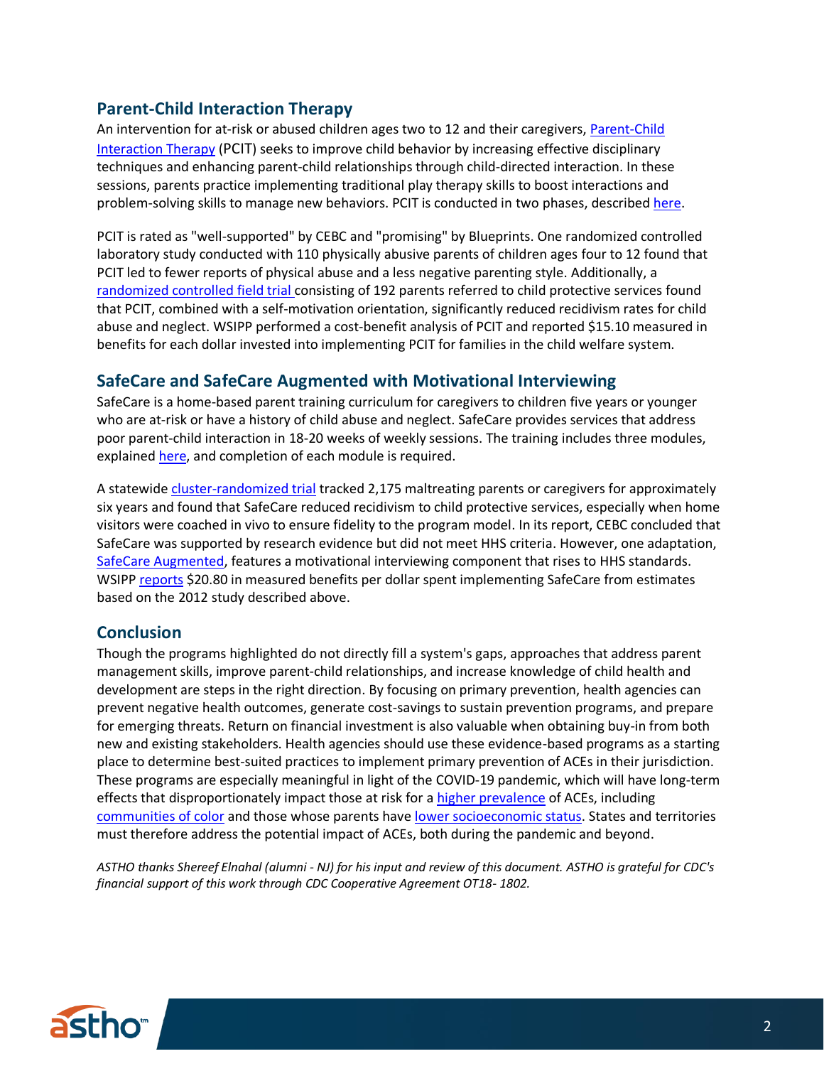## Parent-Child Interaction Therapy

An intervention for at-risk or abused children ages two to 12 and their caregivers, Parent-Child Interaction Therapy (PCIT) seeks to improve child behavior by increasing effective disciplinary techniques and enhancing parent-child relationships through child-directed interaction. In these sessions, parents practice implementing traditional play therapy skills to boost interactions and problem-solving skills to manage new behaviors. PCIT is conducted in two phases, described here.

PCIT is rated as "well-supported" by CEBC and "promising" by Blueprints. One randomized controlled laboratory study conducted with 110 physically abusive parents of children ages four to 12 found that PCIT led to fewer reports of physical abuse and a less negative parenting style. Additionally, a randomized controlled field trial consisting of 192 parents referred to child protective services found that PCIT, combined with a self-motivation orientation, significantly reduced recidivism rates for child abuse and neglect. WSIPP performed a cost-benefit analysis of PCIT and reported $15.10 measured in benefits for each dollar invested into implementing PCIT for families in the child welfare system.

## SafeCare and SafeCare Augmented with Motivational Interviewing

SafeCare is a home-based parent training curriculum for caregivers to children five years or younger who are at-risk or have a history of child abuse and neglect. SafeCare provides services that address poor parent-child interaction in 18-20 weeks of weekly sessions. The training includes three modules, explained here, and completion of each module is required.

A statewide cluster-randomized trial tracked 2,175 maltreating parents or caregivers for approximately six years and found that SafeCare reduced recidivism to child protective services, especially when home visitors were coached in vivo to ensure fidelity to the program model. In its report, CEBC concluded that SafeCare was supported by research evidence but did not meet HHS criteria. However, one adaptation, SafeCare Augmented, features a motivational interviewing component that rises to HHS standards. WSIPP reports $20.80 in measured benefits per dollar spent implementing SafeCare from estimates based on the 2012 study described above.

## Conclusion

Though the programs highlighted do not directly fill a system's gaps, approaches that address parent management skills, improve parent-child relationships, and increase knowledge of child health and development are steps in the right direction. By focusing on primary prevention, health agencies can prevent negative health outcomes, generate cost-savings to sustain prevention programs, and prepare for emerging threats. Return on financial investment is also valuable when obtaining buy-in from both new and existing stakeholders. Health agencies should use these evidence-based programs as a starting place to determine best-suited practices to implement primary prevention of ACEs in their jurisdiction. These programs are especially meaningful in light of the COVID-19 pandemic, which will have long-term effects that disproportionately impact those at risk for a higher prevalence of ACEs, including communities of color and those whose parents have lower socioeconomic status. States and territories must therefore address the potential impact of ACEs, both during the pandemic and beyond.

*ASTHO thanks Shereef Elnahal (alumni - NJ) for his input and review of this document. ASTHO is grateful for CDC's financial support of this work through CDC Cooperative Agreement OT18- 1802.*